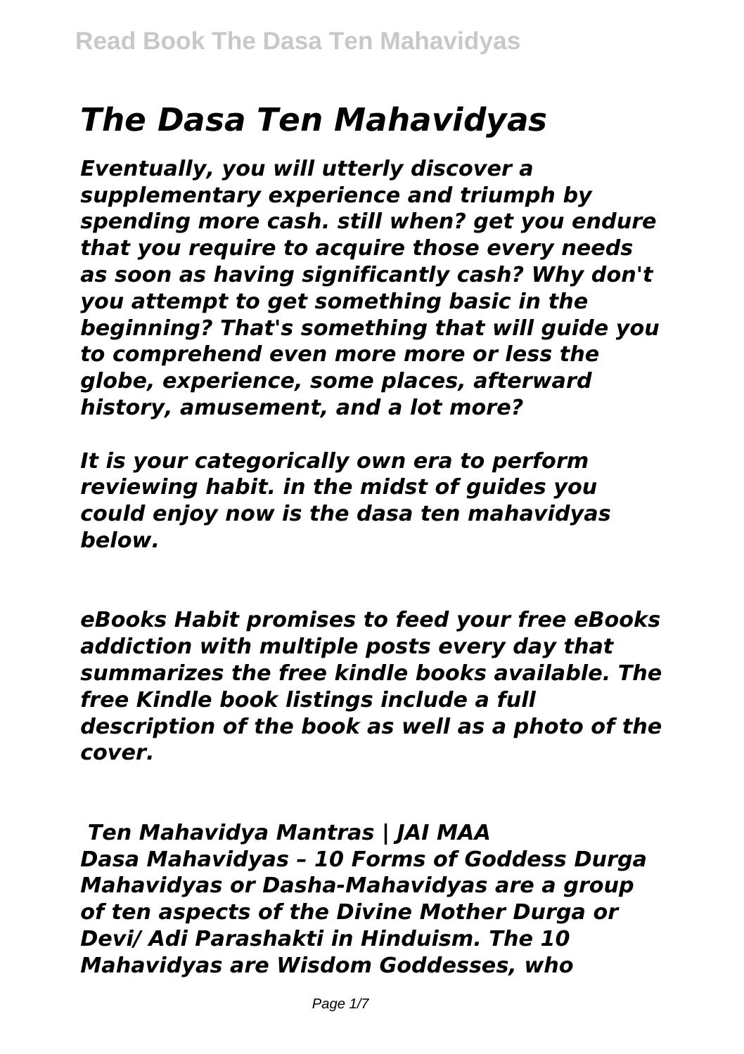# *The Dasa Ten Mahavidyas*

***Eventually, you will utterly discover a supplementary experience and triumph by spending more cash. still when? get you endure that you require to acquire those every needs as soon as having significantly cash? Why don't you attempt to get something basic in the beginning? That's something that will guide you to comprehend even more more or less the globe, experience, some places, afterward history, amusement, and a lot more?***

***It is your categorically own era to perform reviewing habit. in the midst of guides you could enjoy now is the dasa ten mahavidyas below.***

***eBooks Habit promises to feed your free eBooks addiction with multiple posts every day that summarizes the free kindle books available. The free Kindle book listings include a full description of the book as well as a photo of the cover.***

***Ten Mahavidya Mantras | JAI MAA***

***Dasa Mahavidyas – 10 Forms of Goddess Durga Mahavidyas or Dasha-Mahavidyas are a group of ten aspects of the Divine Mother Durga or Devi/ Adi Parashakti in Hinduism. The 10 Mahavidyas are Wisdom Goddesses, who***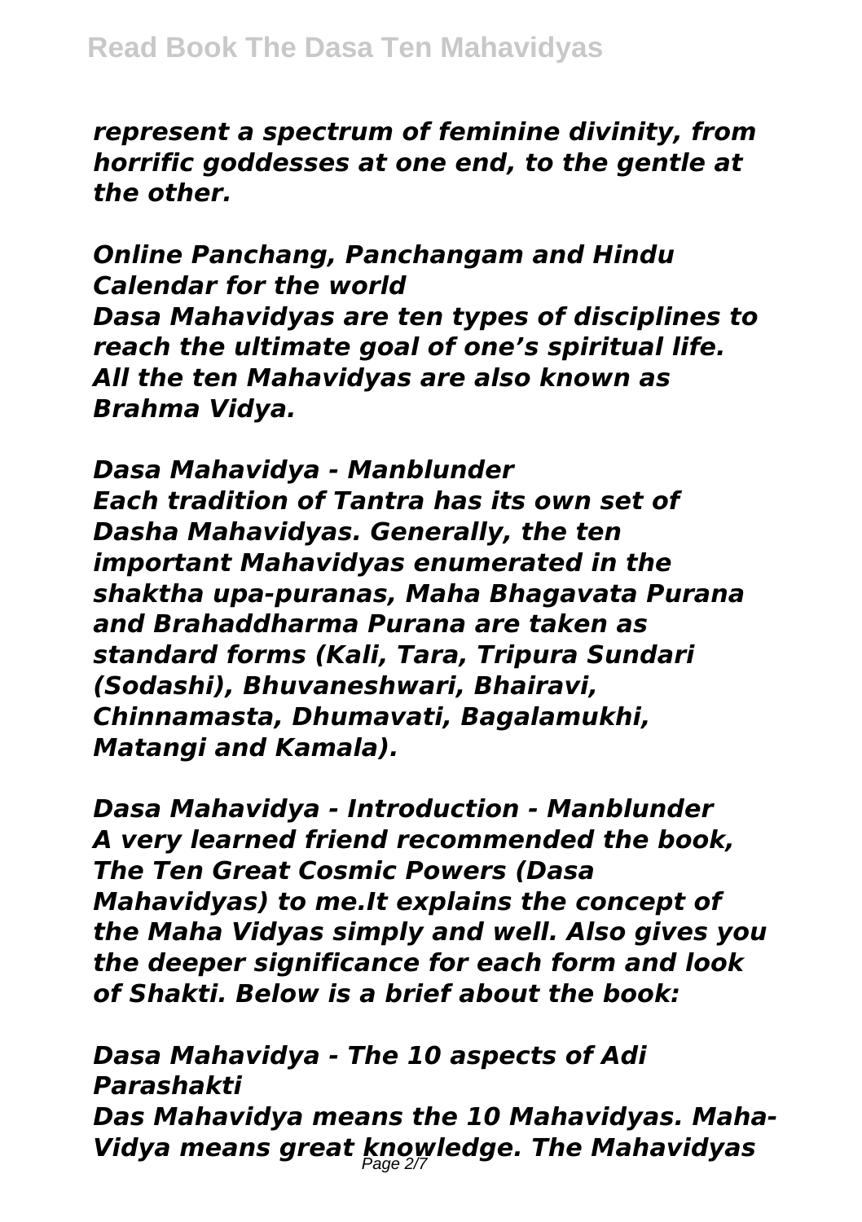*represent a spectrum of feminine divinity, from horrific goddesses at one end, to the gentle at the other.*

*Online Panchang, Panchangam and Hindu Calendar for the world*
*Dasa Mahavidyas are ten types of disciplines to reach the ultimate goal of one's spiritual life. All the ten Mahavidyas are also known as Brahma Vidya.*

*Dasa Mahavidya - Manblunder*
*Each tradition of Tantra has its own set of Dasha Mahavidyas. Generally, the ten important Mahavidyas enumerated in the shaktha upa-puranas, Maha Bhagavata Purana and Brahaddharma Purana are taken as standard forms (Kali, Tara, Tripura Sundari (Sodashi), Bhuvaneshwari, Bhairavi, Chinnamasta, Dhumavati, Bagalamukhi, Matangi and Kamala).*

*Dasa Mahavidya - Introduction - Manblunder*
*A very learned friend recommended the book, The Ten Great Cosmic Powers (Dasa Mahavidyas) to me.It explains the concept of the Maha Vidyas simply and well. Also gives you the deeper significance for each form and look of Shakti. Below is a brief about the book:*

*Dasa Mahavidya - The 10 aspects of Adi Parashakti*
*Das Mahavidya means the 10 Mahavidyas. Maha-Vidya means great knowledge. The Mahavidyas*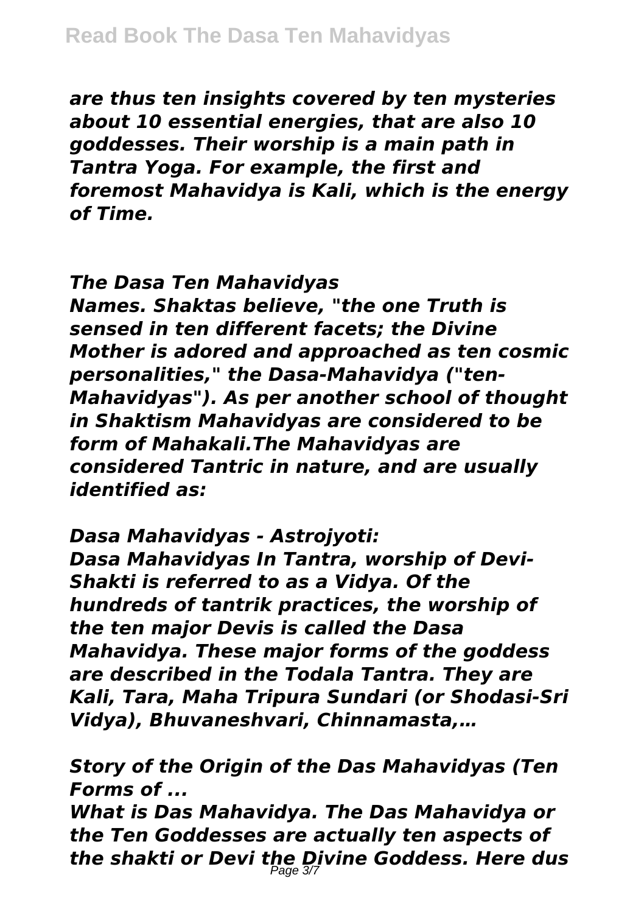*are thus ten insights covered by ten mysteries about 10 essential energies, that are also 10 goddesses. Their worship is a main path in Tantra Yoga. For example, the first and foremost Mahavidya is Kali, which is the energy of Time.*

## *The Dasa Ten Mahavidyas*

*Names. Shaktas believe, "the one Truth is sensed in ten different facets; the Divine Mother is adored and approached as ten cosmic personalities," the Dasa-Mahavidya ("ten-Mahavidyas"). As per another school of thought in Shaktism Mahavidyas are considered to be form of Mahakali.The Mahavidyas are considered Tantric in nature, and are usually identified as:*

## *Dasa Mahavidyas - Astrojyoti:*

*Dasa Mahavidyas In Tantra, worship of Devi-Shakti is referred to as a Vidya. Of the hundreds of tantrik practices, the worship of the ten major Devis is called the Dasa Mahavidya. These major forms of the goddess are described in the Todala Tantra. They are Kali, Tara, Maha Tripura Sundari (or Shodasi-Sri Vidya), Bhuvaneshvari, Chinnamasta,…*

## *Story of the Origin of the Das Mahavidyas (Ten Forms of ...*

*What is Das Mahavidya. The Das Mahavidya or the Ten Goddesses are actually ten aspects of the shakti or Devi the Divine Goddess. Here dus*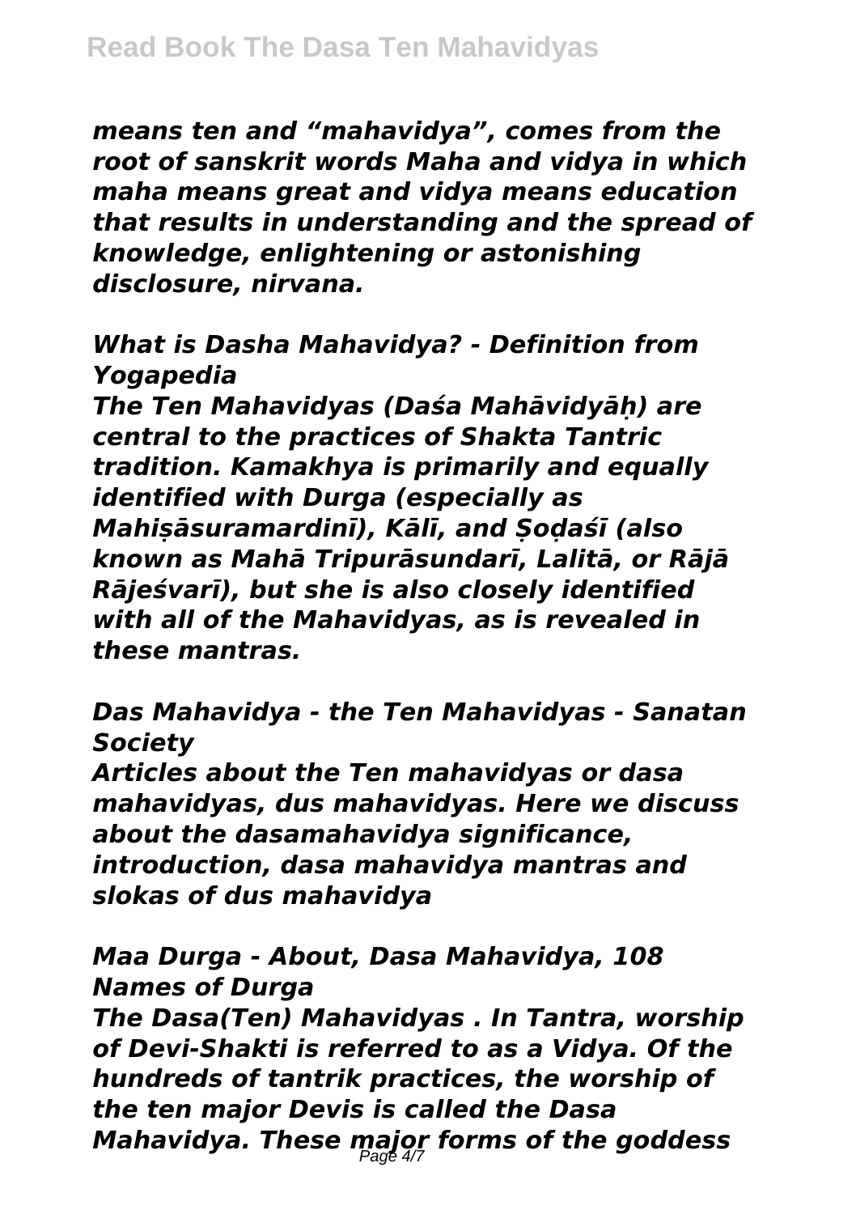*means ten and "mahavidya", comes from the root of sanskrit words Maha and vidya in which maha means great and vidya means education that results in understanding and the spread of knowledge, enlightening or astonishing disclosure, nirvana.*

## *What is Dasha Mahavidya? - Definition from Yogapedia*

*The Ten Mahavidyas (Daśa Mahāvidyāḥ) are central to the practices of Shakta Tantric tradition. Kamakhya is primarily and equally identified with Durga (especially as Mahiṣāsuramardinī), Kālī, and Ṣoḍaśī (also known as Mahā Tripurāsundarī, Lalitā, or Rājā Rājeśvarī), but she is also closely identified with all of the Mahavidyas, as is revealed in these mantras.*

## *Das Mahavidya - the Ten Mahavidyas - Sanatan Society*

*Articles about the Ten mahavidyas or dasa mahavidyas, dus mahavidyas. Here we discuss about the dasamahavidya significance, introduction, dasa mahavidya mantras and slokas of dus mahavidya*

## *Maa Durga - About, Dasa Mahavidya, 108 Names of Durga*

*The Dasa(Ten) Mahavidyas . In Tantra, worship of Devi-Shakti is referred to as a Vidya. Of the hundreds of tantrik practices, the worship of the ten major Devis is called the Dasa Mahavidya. These major forms of the goddess*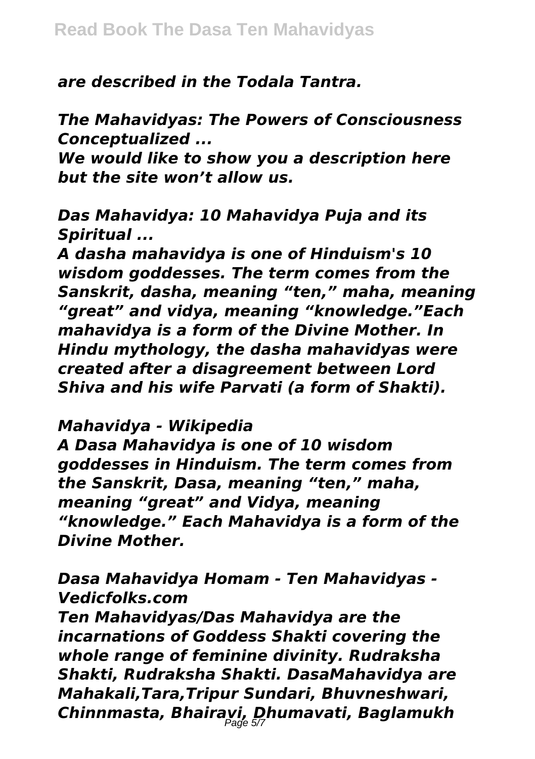*are described in the Todala Tantra.*

## *The Mahavidyas: The Powers of Consciousness Conceptualized ...*

*We would like to show you a description here but the site won't allow us.*

## *Das Mahavidya: 10 Mahavidya Puja and its Spiritual ...*

*A dasha mahavidya is one of Hinduism's 10 wisdom goddesses. The term comes from the Sanskrit, dasha, meaning "ten," maha, meaning "great" and vidya, meaning "knowledge."Each mahavidya is a form of the Divine Mother. In Hindu mythology, the dasha mahavidyas were created after a disagreement between Lord Shiva and his wife Parvati (a form of Shakti).*

## *Mahavidya - Wikipedia*

*A Dasa Mahavidya is one of 10 wisdom goddesses in Hinduism. The term comes from the Sanskrit, Dasa, meaning "ten," maha, meaning "great" and Vidya, meaning "knowledge." Each Mahavidya is a form of the Divine Mother.*

## *Dasa Mahavidya Homam - Ten Mahavidyas - Vedicfolks.com*

*Ten Mahavidyas/Das Mahavidya are the incarnations of Goddess Shakti covering the whole range of feminine divinity. Rudraksha Shakti, Rudraksha Shakti. DasaMahavidya are Mahakali,Tara,Tripur Sundari, Bhuvneshwari, Chinnmasta, Bhairavi, Dhumavati, Baglamukh*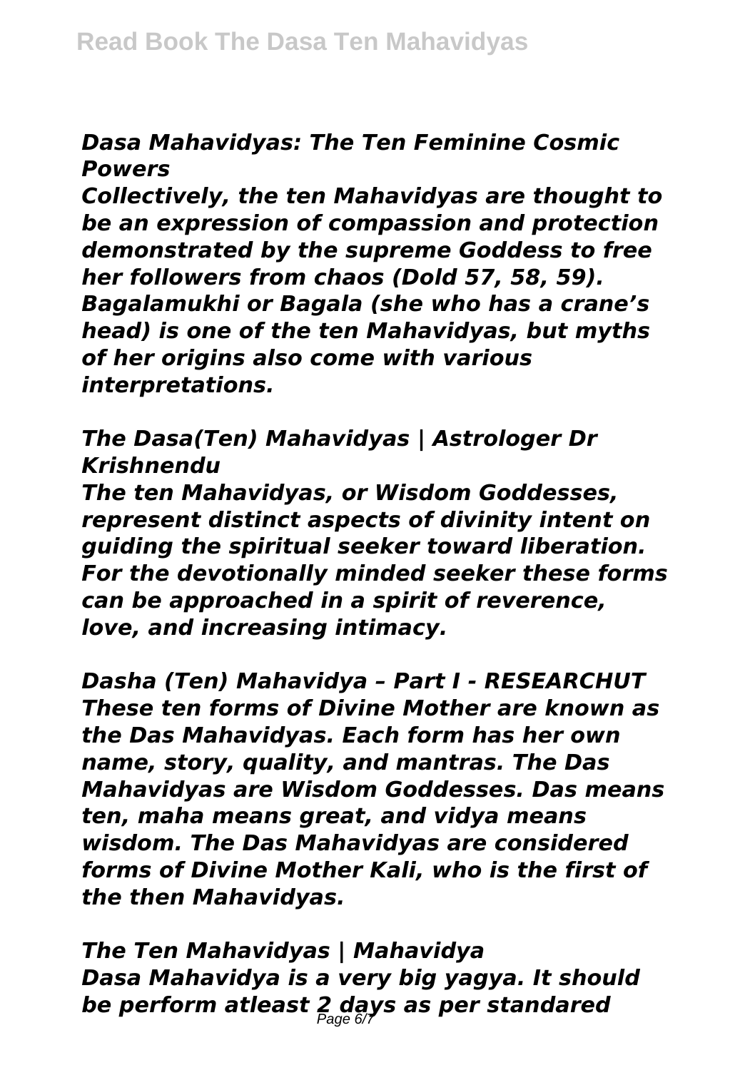## *Dasa Mahavidyas: The Ten Feminine Cosmic Powers*

***Collectively, the ten Mahavidyas are thought to be an expression of compassion and protection demonstrated by the supreme Goddess to free her followers from chaos (Dold 57, 58, 59). Bagalamukhi or Bagala (she who has a crane's head) is one of the ten Mahavidyas, but myths of her origins also come with various interpretations.***

## *The Dasa(Ten) Mahavidyas | Astrologer Dr Krishnendu*

***The ten Mahavidyas, or Wisdom Goddesses, represent distinct aspects of divinity intent on guiding the spiritual seeker toward liberation. For the devotionally minded seeker these forms can be approached in a spirit of reverence, love, and increasing intimacy.***

## *Dasha (Ten) Mahavidya – Part I - RESEARCHUT*

***These ten forms of Divine Mother are known as the Das Mahavidyas. Each form has her own name, story, quality, and mantras. The Das Mahavidyas are Wisdom Goddesses. Das means ten, maha means great, and vidya means wisdom. The Das Mahavidyas are considered forms of Divine Mother Kali, who is the first of the then Mahavidyas.***

## *The Ten Mahavidyas | Mahavidya*

***Dasa Mahavidya is a very big yagya. It should be perform atleast 2 days as per standared***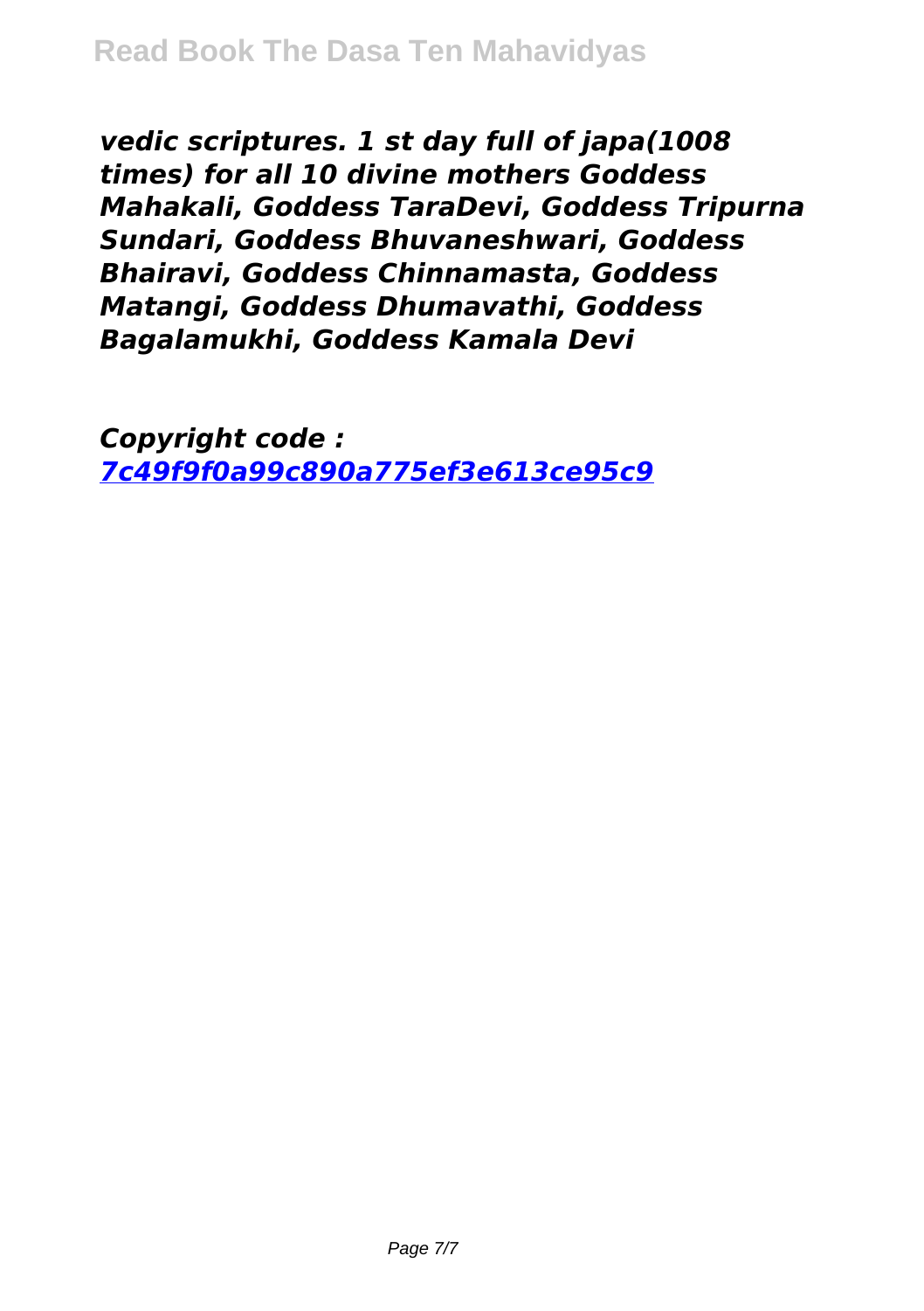*vedic scriptures. 1 st day full of japa(1008 times) for all 10 divine mothers Goddess Mahakali, Goddess TaraDevi, Goddess Tripurna Sundari, Goddess Bhuvaneshwari, Goddess Bhairavi, Goddess Chinnamasta, Goddess Matangi, Goddess Dhumavathi, Goddess Bagalamukhi, Goddess Kamala Devi*

*Copyright code : 7c49f9f0a99c890a775ef3e613ce95c9*